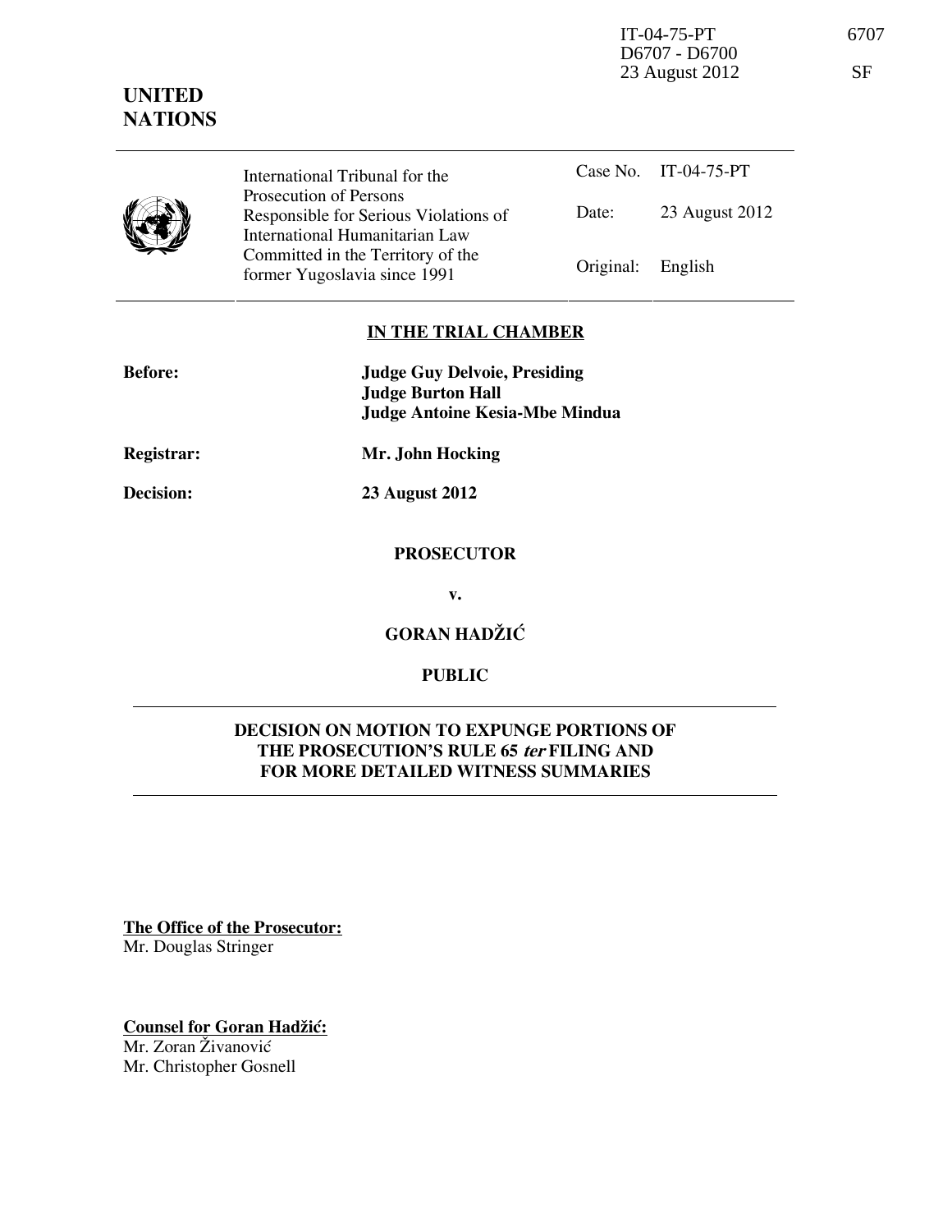IT-04-75-PT 6707
D6707 - D6700
23 August 2012 SF

**UNITED NATIONS**

| International Tribunal for the Prosecution of Persons Responsible for Serious Violations of International Humanitarian Law Committed in the Territory of the former Yugoslavia since 1991 | Case No. | IT-04-75-PT |
|---|---|---|
| | Date: | 23 August 2012 |
| | Original: | English |

**IN THE TRIAL CHAMBER**

**Before:** **Judge Guy Delvoie, Presiding**
**Judge Burton Hall**
**Judge Antoine Kesia-Mbe Mindua**

**Registrar:** **Mr. John Hocking**

**Decision:** **23 August 2012**

**PROSECUTOR**

**v.**

**GORAN HADŽIĆ**

**PUBLIC**

**DECISION ON MOTION TO EXPUNGE PORTIONS OF THE PROSECUTION'S RULE 65 *ter* FILING AND FOR MORE DETAILED WITNESS SUMMARIES**

**The Office of the Prosecutor:**
Mr. Douglas Stringer

**Counsel for Goran Hadžić:**
Mr. Zoran Živanović
Mr. Christopher Gosnell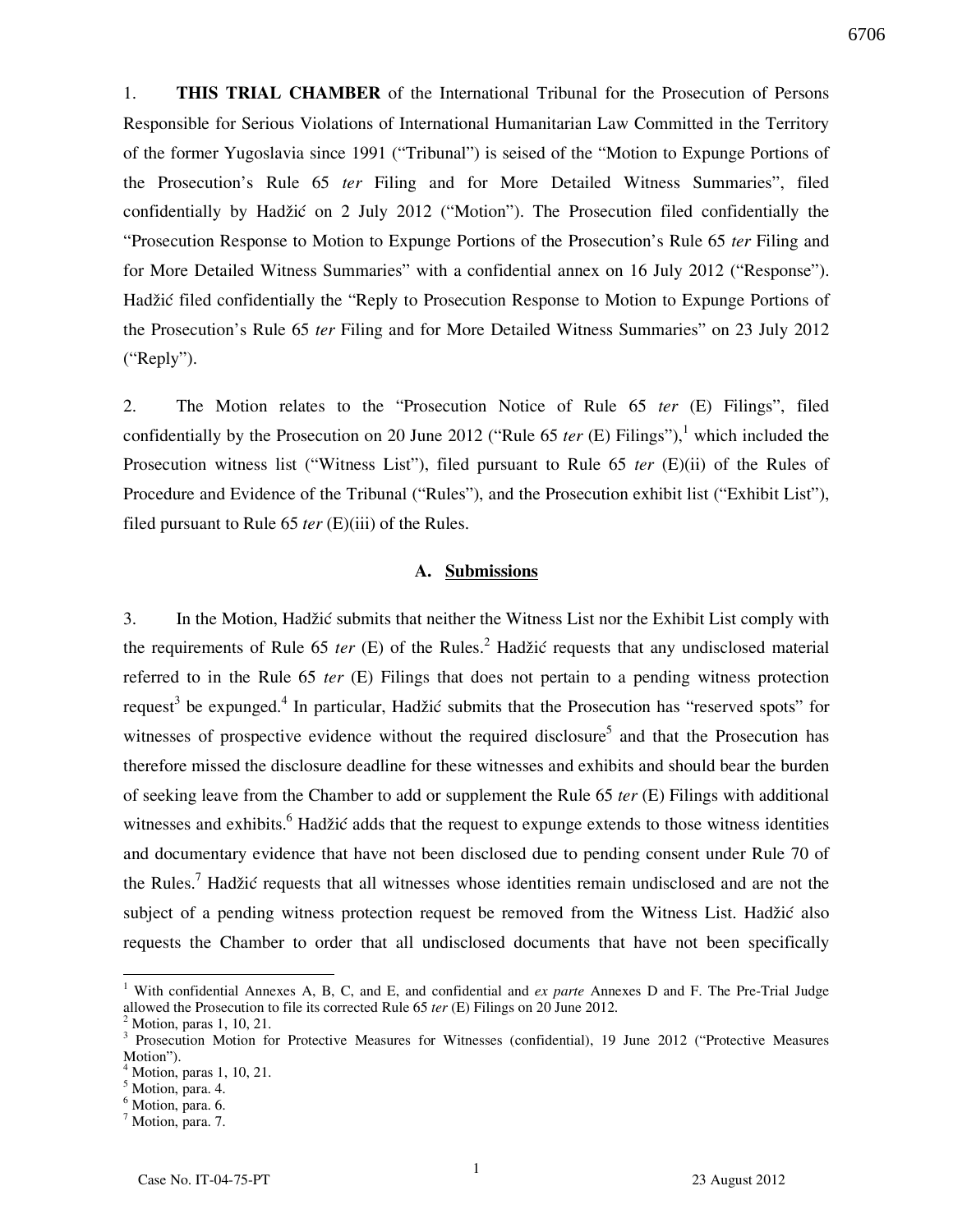1. **THIS TRIAL CHAMBER** of the International Tribunal for the Prosecution of Persons Responsible for Serious Violations of International Humanitarian Law Committed in the Territory of the former Yugoslavia since 1991 ("Tribunal") is seised of the "Motion to Expunge Portions of the Prosecution's Rule 65 *ter* Filing and for More Detailed Witness Summaries", filed confidentially by Hadžić on 2 July 2012 ("Motion"). The Prosecution filed confidentially the "Prosecution Response to Motion to Expunge Portions of the Prosecution's Rule 65 *ter* Filing and for More Detailed Witness Summaries" with a confidential annex on 16 July 2012 ("Response"). Hadžić filed confidentially the "Reply to Prosecution Response to Motion to Expunge Portions of the Prosecution's Rule 65 *ter* Filing and for More Detailed Witness Summaries" on 23 July 2012 ("Reply").

2. The Motion relates to the "Prosecution Notice of Rule 65 *ter* (E) Filings", filed confidentially by the Prosecution on 20 June 2012 ("Rule 65 *ter* (E) Filings"),[1] which included the Prosecution witness list ("Witness List"), filed pursuant to Rule 65 *ter* (E)(ii) of the Rules of Procedure and Evidence of the Tribunal ("Rules"), and the Prosecution exhibit list ("Exhibit List"), filed pursuant to Rule 65 *ter* (E)(iii) of the Rules.

### A. Submissions

3. In the Motion, Hadžić submits that neither the Witness List nor the Exhibit List comply with the requirements of Rule 65 *ter* (E) of the Rules.[2] Hadžić requests that any undisclosed material referred to in the Rule 65 *ter* (E) Filings that does not pertain to a pending witness protection request[3] be expunged.[4] In particular, Hadžić submits that the Prosecution has "reserved spots" for witnesses of prospective evidence without the required disclosure[5] and that the Prosecution has therefore missed the disclosure deadline for these witnesses and exhibits and should bear the burden of seeking leave from the Chamber to add or supplement the Rule 65 *ter* (E) Filings with additional witnesses and exhibits.[6] Hadžić adds that the request to expunge extends to those witness identities and documentary evidence that have not been disclosed due to pending consent under Rule 70 of the Rules.[7] Hadžić requests that all witnesses whose identities remain undisclosed and are not the subject of a pending witness protection request be removed from the Witness List. Hadžić also requests the Chamber to order that all undisclosed documents that have not been specifically

---

[1] With confidential Annexes A, B, C, and E, and confidential and *ex parte* Annexes D and F. The Pre-Trial Judge allowed the Prosecution to file its corrected Rule 65 *ter* (E) Filings on 20 June 2012.

[2] Motion, paras 1, 10, 21.

[3] Prosecution Motion for Protective Measures for Witnesses (confidential), 19 June 2012 ("Protective Measures Motion").

[4] Motion, paras 1, 10, 21.

[5] Motion, para. 4.

[6] Motion, para. 6.

[7] Motion, para. 7.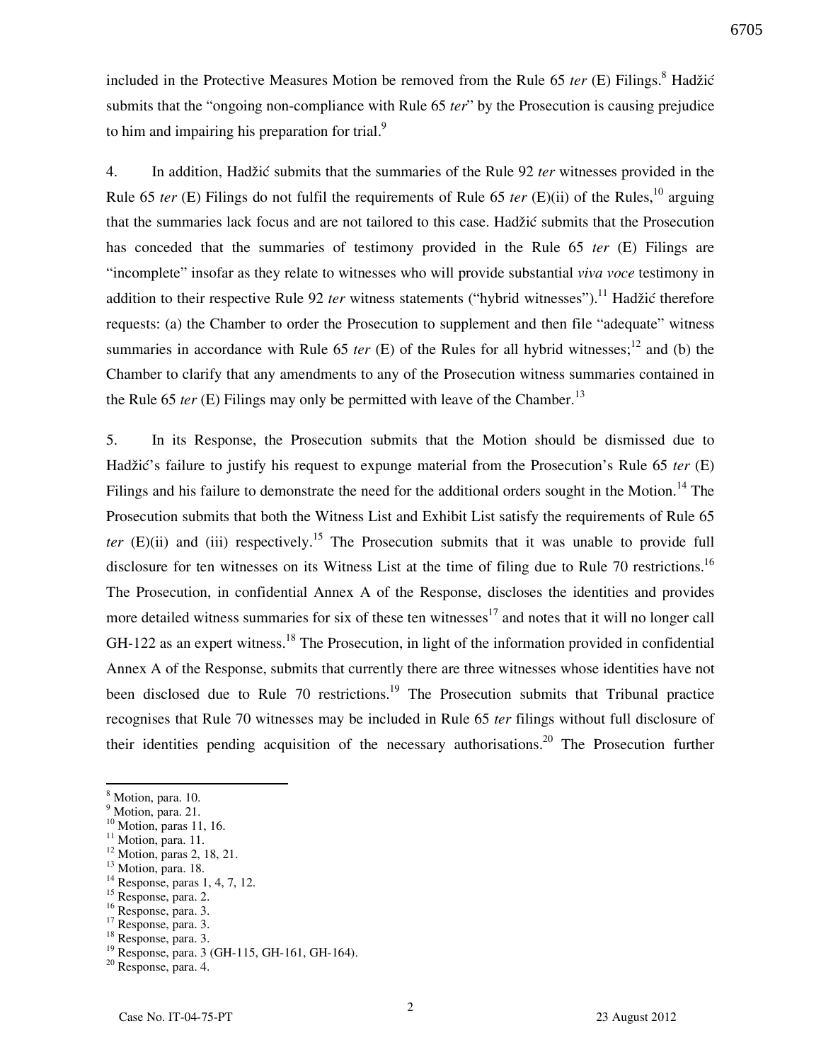included in the Protective Measures Motion be removed from the Rule 65 *ter* (E) Filings.[8] Hadžić submits that the "ongoing non-compliance with Rule 65 *ter*" by the Prosecution is causing prejudice to him and impairing his preparation for trial.[9]

4. In addition, Hadžić submits that the summaries of the Rule 92 *ter* witnesses provided in the Rule 65 *ter* (E) Filings do not fulfil the requirements of Rule 65 *ter* (E)(ii) of the Rules,[10] arguing that the summaries lack focus and are not tailored to this case. Hadžić submits that the Prosecution has conceded that the summaries of testimony provided in the Rule 65 *ter* (E) Filings are "incomplete" insofar as they relate to witnesses who will provide substantial *viva voce* testimony in addition to their respective Rule 92 *ter* witness statements ("hybrid witnesses").[11] Hadžić therefore requests: (a) the Chamber to order the Prosecution to supplement and then file "adequate" witness summaries in accordance with Rule 65 *ter* (E) of the Rules for all hybrid witnesses;[12] and (b) the Chamber to clarify that any amendments to any of the Prosecution witness summaries contained in the Rule 65 *ter* (E) Filings may only be permitted with leave of the Chamber.[13]

5. In its Response, the Prosecution submits that the Motion should be dismissed due to Hadžić's failure to justify his request to expunge material from the Prosecution's Rule 65 *ter* (E) Filings and his failure to demonstrate the need for the additional orders sought in the Motion.[14] The Prosecution submits that both the Witness List and Exhibit List satisfy the requirements of Rule 65 *ter* (E)(ii) and (iii) respectively.[15] The Prosecution submits that it was unable to provide full disclosure for ten witnesses on its Witness List at the time of filing due to Rule 70 restrictions.[16] The Prosecution, in confidential Annex A of the Response, discloses the identities and provides more detailed witness summaries for six of these ten witnesses[17] and notes that it will no longer call GH-122 as an expert witness.[18] The Prosecution, in light of the information provided in confidential Annex A of the Response, submits that currently there are three witnesses whose identities have not been disclosed due to Rule 70 restrictions.[19] The Prosecution submits that Tribunal practice recognises that Rule 70 witnesses may be included in Rule 65 *ter* filings without full disclosure of their identities pending acquisition of the necessary authorisations.[20] The Prosecution further

---

[8] Motion, para. 10.
[9] Motion, para. 21.
[10] Motion, paras 11, 16.
[11] Motion, para. 11.
[12] Motion, paras 2, 18, 21.
[13] Motion, para. 18.
[14] Response, paras 1, 4, 7, 12.
[15] Response, para. 2.
[16] Response, para. 3.
[17] Response, para. 3.
[18] Response, para. 3.
[19] Response, para. 3 (GH-115, GH-161, GH-164).
[20] Response, para. 4.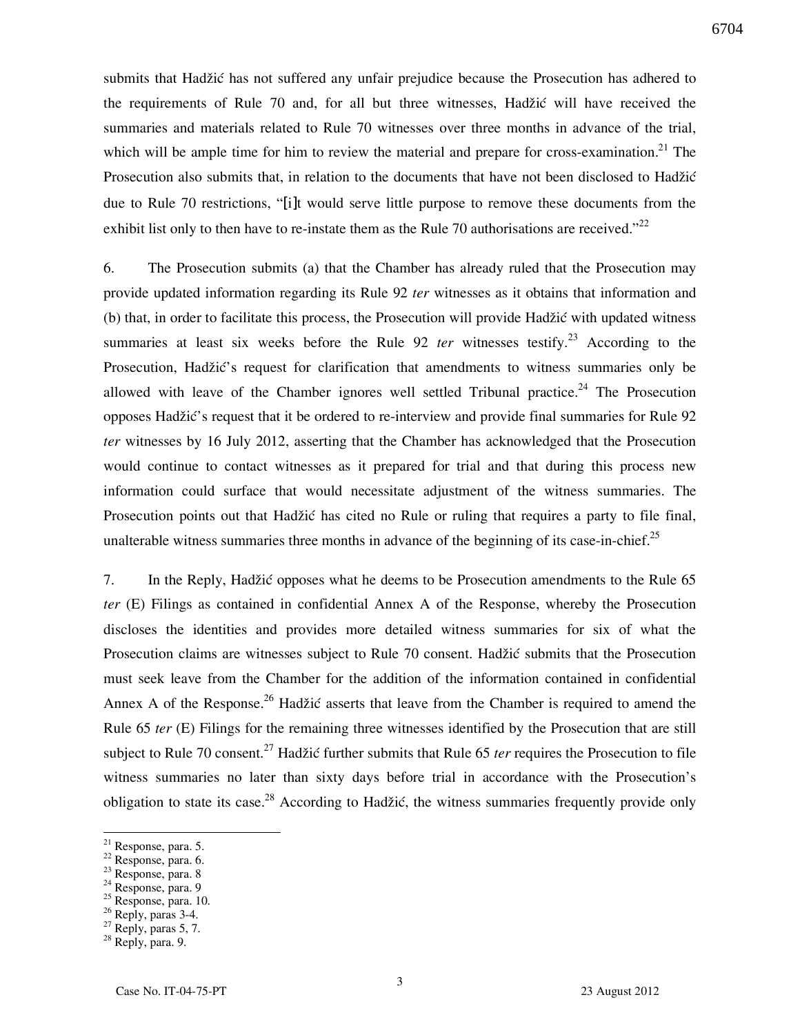submits that Hadžić has not suffered any unfair prejudice because the Prosecution has adhered to the requirements of Rule 70 and, for all but three witnesses, Hadžić will have received the summaries and materials related to Rule 70 witnesses over three months in advance of the trial, which will be ample time for him to review the material and prepare for cross-examination.[21] The Prosecution also submits that, in relation to the documents that have not been disclosed to Hadžić due to Rule 70 restrictions, "[i]t would serve little purpose to remove these documents from the exhibit list only to then have to re-instate them as the Rule 70 authorisations are received."[22]

6. The Prosecution submits (a) that the Chamber has already ruled that the Prosecution may provide updated information regarding its Rule 92 *ter* witnesses as it obtains that information and (b) that, in order to facilitate this process, the Prosecution will provide Hadžić with updated witness summaries at least six weeks before the Rule 92 *ter* witnesses testify.[23] According to the Prosecution, Hadžić's request for clarification that amendments to witness summaries only be allowed with leave of the Chamber ignores well settled Tribunal practice.[24] The Prosecution opposes Hadžić's request that it be ordered to re-interview and provide final summaries for Rule 92 *ter* witnesses by 16 July 2012, asserting that the Chamber has acknowledged that the Prosecution would continue to contact witnesses as it prepared for trial and that during this process new information could surface that would necessitate adjustment of the witness summaries. The Prosecution points out that Hadžić has cited no Rule or ruling that requires a party to file final, unalterable witness summaries three months in advance of the beginning of its case-in-chief.[25]

7. In the Reply, Hadžić opposes what he deems to be Prosecution amendments to the Rule 65 *ter* (E) Filings as contained in confidential Annex A of the Response, whereby the Prosecution discloses the identities and provides more detailed witness summaries for six of what the Prosecution claims are witnesses subject to Rule 70 consent. Hadžić submits that the Prosecution must seek leave from the Chamber for the addition of the information contained in confidential Annex A of the Response.[26] Hadžić asserts that leave from the Chamber is required to amend the Rule 65 *ter* (E) Filings for the remaining three witnesses identified by the Prosecution that are still subject to Rule 70 consent.[27] Hadžić further submits that Rule 65 *ter* requires the Prosecution to file witness summaries no later than sixty days before trial in accordance with the Prosecution's obligation to state its case.[28] According to Hadžić, the witness summaries frequently provide only

---

[21] Response, para. 5.
[22] Response, para. 6.
[23] Response, para. 8
[24] Response, para. 9
[25] Response, para. 10.
[26] Reply, paras 3-4.
[27] Reply, paras 5, 7.
[28] Reply, para. 9.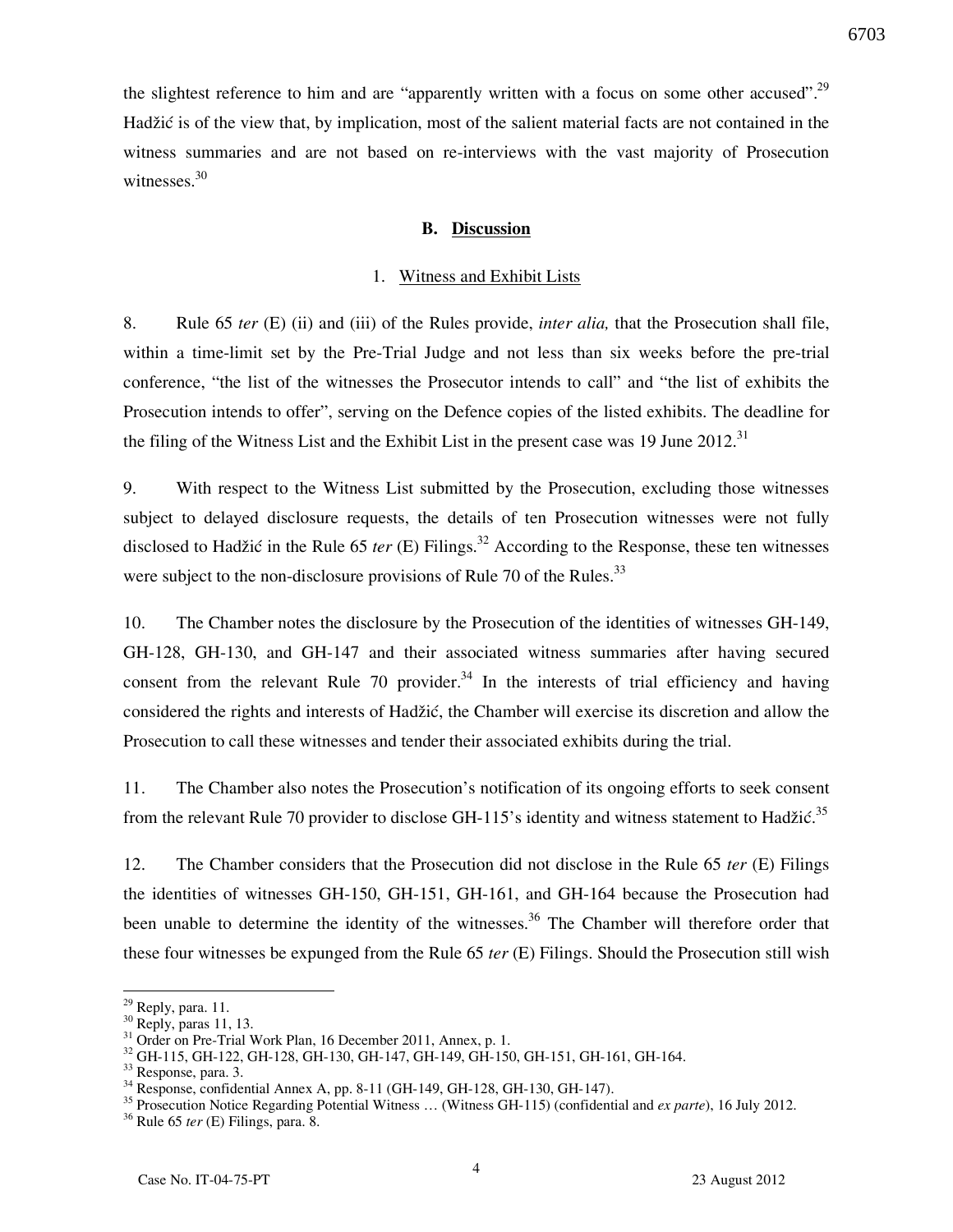the slightest reference to him and are "apparently written with a focus on some other accused".[29] Hadžić is of the view that, by implication, most of the salient material facts are not contained in the witness summaries and are not based on re-interviews with the vast majority of Prosecution witnesses.[30]

### B. Discussion

#### 1. Witness and Exhibit Lists

8. Rule 65 *ter* (E) (ii) and (iii) of the Rules provide, *inter alia,* that the Prosecution shall file, within a time-limit set by the Pre-Trial Judge and not less than six weeks before the pre-trial conference, "the list of the witnesses the Prosecutor intends to call" and "the list of exhibits the Prosecution intends to offer", serving on the Defence copies of the listed exhibits. The deadline for the filing of the Witness List and the Exhibit List in the present case was 19 June 2012.[31]

9. With respect to the Witness List submitted by the Prosecution, excluding those witnesses subject to delayed disclosure requests, the details of ten Prosecution witnesses were not fully disclosed to Hadžić in the Rule 65 *ter* (E) Filings.[32] According to the Response, these ten witnesses were subject to the non-disclosure provisions of Rule 70 of the Rules.[33]

10. The Chamber notes the disclosure by the Prosecution of the identities of witnesses GH-149, GH-128, GH-130, and GH-147 and their associated witness summaries after having secured consent from the relevant Rule 70 provider.[34] In the interests of trial efficiency and having considered the rights and interests of Hadžić, the Chamber will exercise its discretion and allow the Prosecution to call these witnesses and tender their associated exhibits during the trial.

11. The Chamber also notes the Prosecution's notification of its ongoing efforts to seek consent from the relevant Rule 70 provider to disclose GH-115's identity and witness statement to Hadžić.[35]

12. The Chamber considers that the Prosecution did not disclose in the Rule 65 *ter* (E) Filings the identities of witnesses GH-150, GH-151, GH-161, and GH-164 because the Prosecution had been unable to determine the identity of the witnesses.[36] The Chamber will therefore order that these four witnesses be expunged from the Rule 65 *ter* (E) Filings. Should the Prosecution still wish

---

[29] Reply, para. 11.
[30] Reply, paras 11, 13.
[31] Order on Pre-Trial Work Plan, 16 December 2011, Annex, p. 1.
[32] GH-115, GH-122, GH-128, GH-130, GH-147, GH-149, GH-150, GH-151, GH-161, GH-164.
[33] Response, para. 3.
[34] Response, confidential Annex A, pp. 8-11 (GH-149, GH-128, GH-130, GH-147).
[35] Prosecution Notice Regarding Potential Witness … (Witness GH-115) (confidential and *ex parte*), 16 July 2012.
[36] Rule 65 *ter* (E) Filings, para. 8.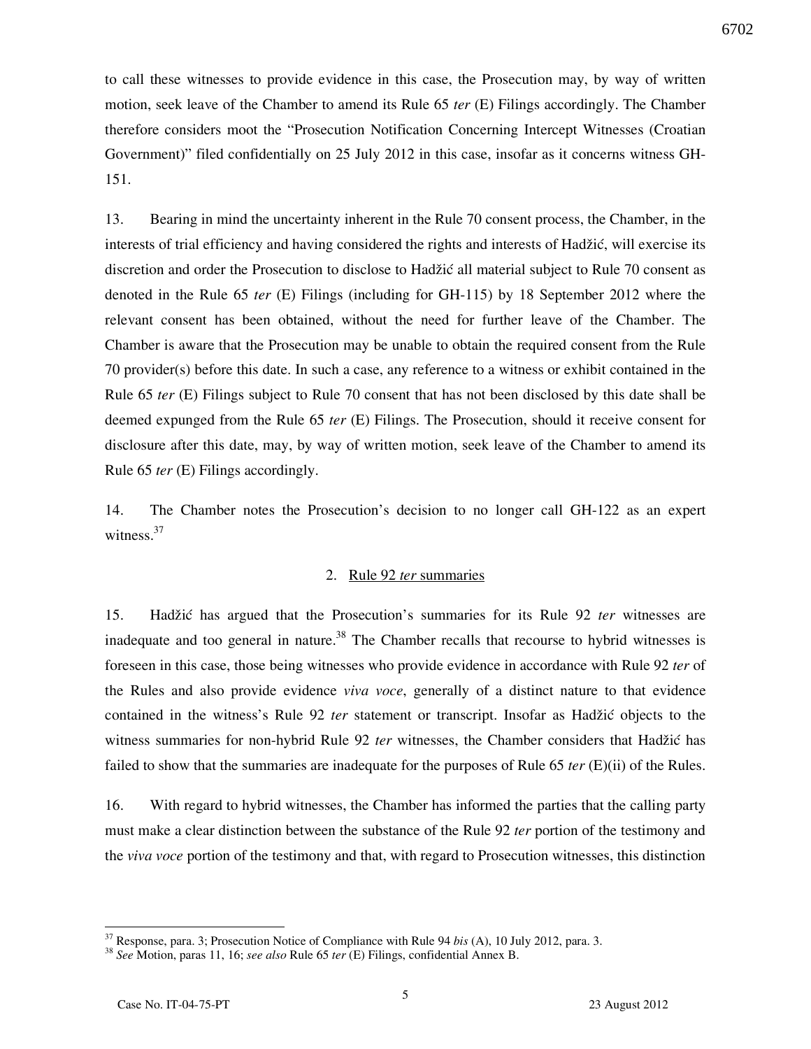to call these witnesses to provide evidence in this case, the Prosecution may, by way of written motion, seek leave of the Chamber to amend its Rule 65 *ter* (E) Filings accordingly. The Chamber therefore considers moot the "Prosecution Notification Concerning Intercept Witnesses (Croatian Government)" filed confidentially on 25 July 2012 in this case, insofar as it concerns witness GH-151.

13. Bearing in mind the uncertainty inherent in the Rule 70 consent process, the Chamber, in the interests of trial efficiency and having considered the rights and interests of Hadžić, will exercise its discretion and order the Prosecution to disclose to Hadžić all material subject to Rule 70 consent as denoted in the Rule 65 *ter* (E) Filings (including for GH-115) by 18 September 2012 where the relevant consent has been obtained, without the need for further leave of the Chamber. The Chamber is aware that the Prosecution may be unable to obtain the required consent from the Rule 70 provider(s) before this date. In such a case, any reference to a witness or exhibit contained in the Rule 65 *ter* (E) Filings subject to Rule 70 consent that has not been disclosed by this date shall be deemed expunged from the Rule 65 *ter* (E) Filings. The Prosecution, should it receive consent for disclosure after this date, may, by way of written motion, seek leave of the Chamber to amend its Rule 65 *ter* (E) Filings accordingly.

14. The Chamber notes the Prosecution's decision to no longer call GH-122 as an expert witness.[37]

### 2. Rule 92 *ter* summaries

15. Hadžić has argued that the Prosecution's summaries for its Rule 92 *ter* witnesses are inadequate and too general in nature.[38] The Chamber recalls that recourse to hybrid witnesses is foreseen in this case, those being witnesses who provide evidence in accordance with Rule 92 *ter* of the Rules and also provide evidence *viva voce*, generally of a distinct nature to that evidence contained in the witness's Rule 92 *ter* statement or transcript. Insofar as Hadžić objects to the witness summaries for non-hybrid Rule 92 *ter* witnesses, the Chamber considers that Hadžić has failed to show that the summaries are inadequate for the purposes of Rule 65 *ter* (E)(ii) of the Rules.

16. With regard to hybrid witnesses, the Chamber has informed the parties that the calling party must make a clear distinction between the substance of the Rule 92 *ter* portion of the testimony and the *viva voce* portion of the testimony and that, with regard to Prosecution witnesses, this distinction

---

[37] Response, para. 3; Prosecution Notice of Compliance with Rule 94 *bis* (A), 10 July 2012, para. 3.

[38] *See* Motion, paras 11, 16; *see also* Rule 65 *ter* (E) Filings, confidential Annex B.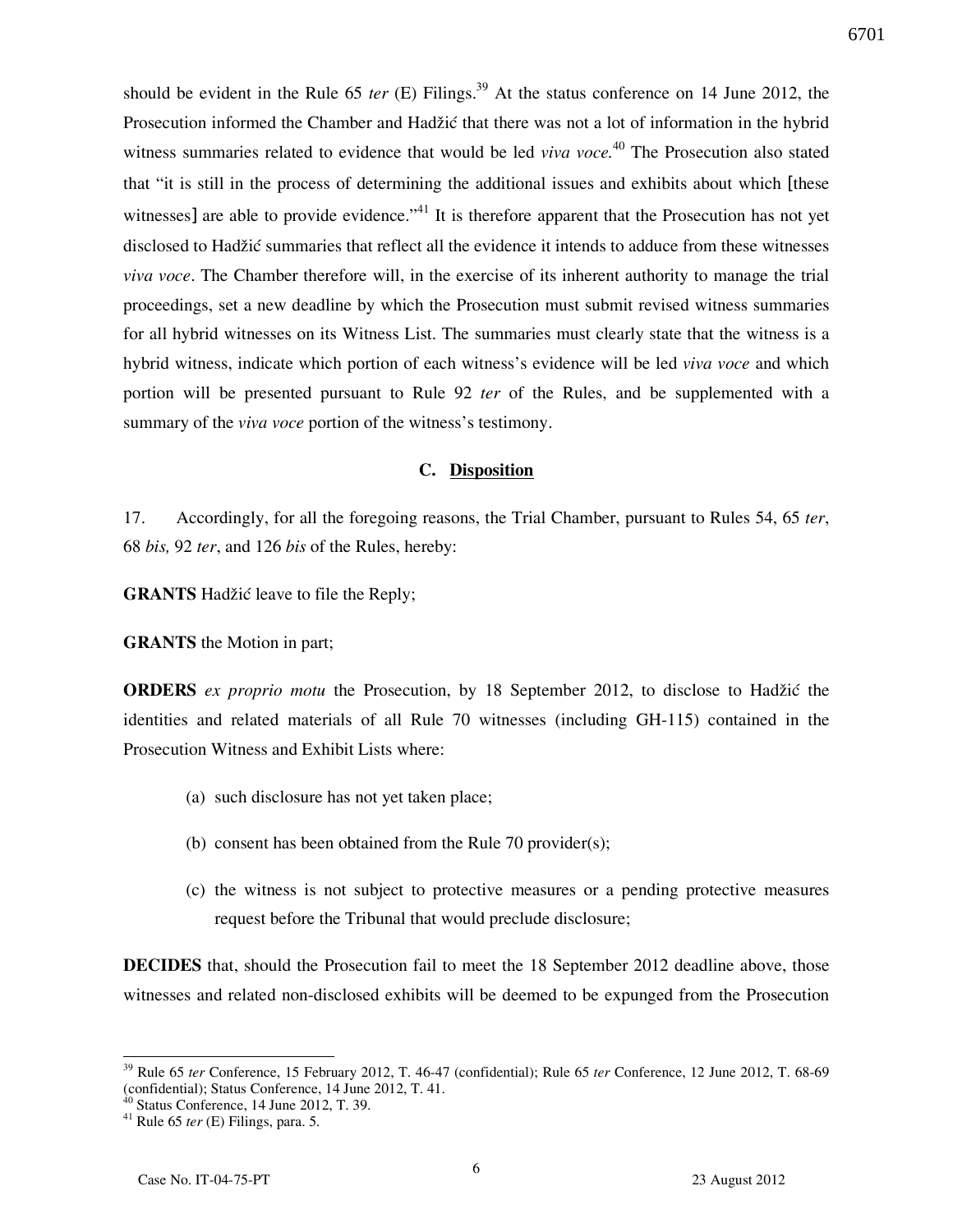should be evident in the Rule 65 *ter* (E) Filings.[39] At the status conference on 14 June 2012, the Prosecution informed the Chamber and Hadžić that there was not a lot of information in the hybrid witness summaries related to evidence that would be led *viva voce*.[40] The Prosecution also stated that "it is still in the process of determining the additional issues and exhibits about which [these witnesses] are able to provide evidence."[41] It is therefore apparent that the Prosecution has not yet disclosed to Hadžić summaries that reflect all the evidence it intends to adduce from these witnesses *viva voce*. The Chamber therefore will, in the exercise of its inherent authority to manage the trial proceedings, set a new deadline by which the Prosecution must submit revised witness summaries for all hybrid witnesses on its Witness List. The summaries must clearly state that the witness is a hybrid witness, indicate which portion of each witness's evidence will be led *viva voce* and which portion will be presented pursuant to Rule 92 *ter* of the Rules, and be supplemented with a summary of the *viva voce* portion of the witness's testimony.

## C. Disposition

17. Accordingly, for all the foregoing reasons, the Trial Chamber, pursuant to Rules 54, 65 *ter*, 68 *bis*, 92 *ter*, and 126 *bis* of the Rules, hereby:

**GRANTS** Hadžić leave to file the Reply;

**GRANTS** the Motion in part;

**ORDERS** *ex proprio motu* the Prosecution, by 18 September 2012, to disclose to Hadžić the identities and related materials of all Rule 70 witnesses (including GH-115) contained in the Prosecution Witness and Exhibit Lists where:

(a) such disclosure has not yet taken place;

(b) consent has been obtained from the Rule 70 provider(s);

(c) the witness is not subject to protective measures or a pending protective measures request before the Tribunal that would preclude disclosure;

**DECIDES** that, should the Prosecution fail to meet the 18 September 2012 deadline above, those witnesses and related non-disclosed exhibits will be deemed to be expunged from the Prosecution

---

[39] Rule 65 *ter* Conference, 15 February 2012, T. 46-47 (confidential); Rule 65 *ter* Conference, 12 June 2012, T. 68-69 (confidential); Status Conference, 14 June 2012, T. 41.

[40] Status Conference, 14 June 2012, T. 39.

[41] Rule 65 *ter* (E) Filings, para. 5.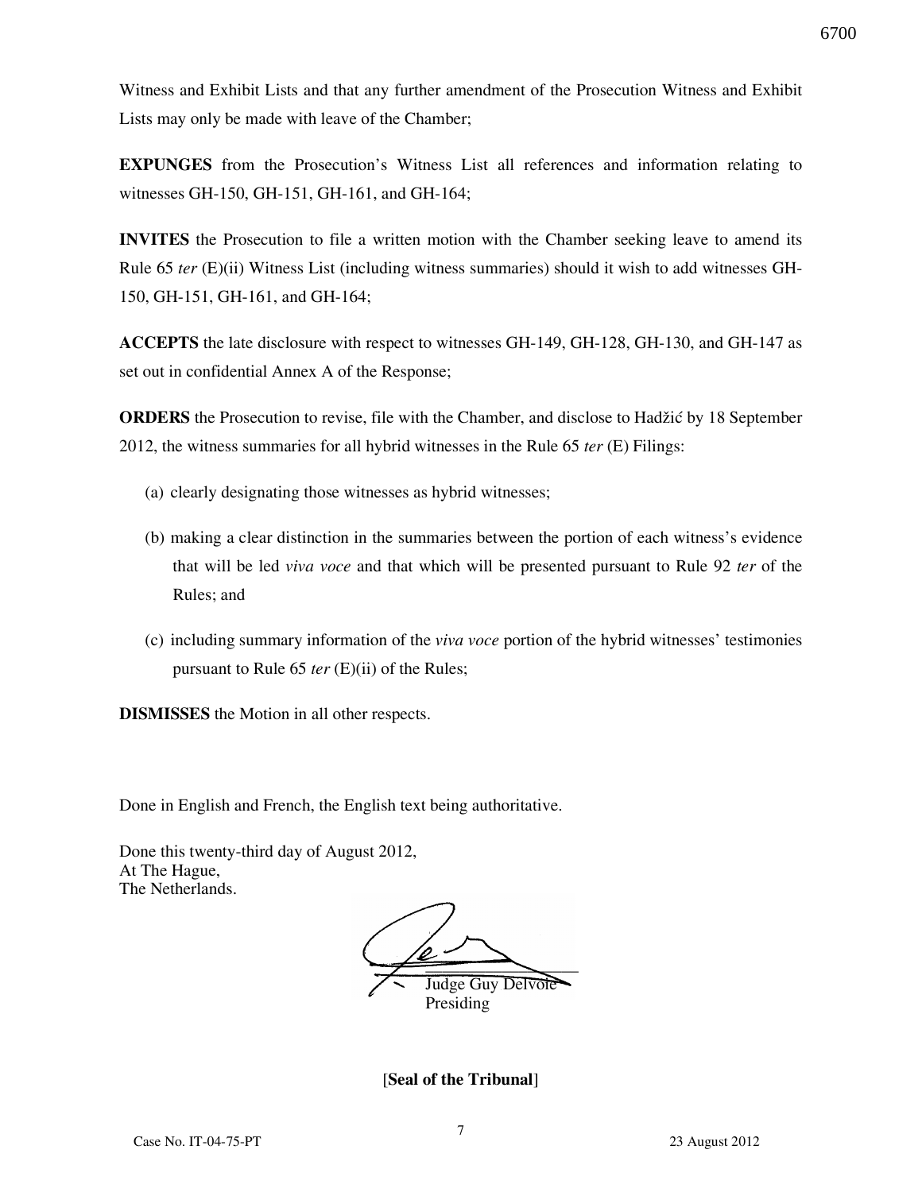Witness and Exhibit Lists and that any further amendment of the Prosecution Witness and Exhibit Lists may only be made with leave of the Chamber;

**EXPUNGES** from the Prosecution's Witness List all references and information relating to witnesses GH-150, GH-151, GH-161, and GH-164;

**INVITES** the Prosecution to file a written motion with the Chamber seeking leave to amend its Rule 65 *ter* (E)(ii) Witness List (including witness summaries) should it wish to add witnesses GH-150, GH-151, GH-161, and GH-164;

**ACCEPTS** the late disclosure with respect to witnesses GH-149, GH-128, GH-130, and GH-147 as set out in confidential Annex A of the Response;

**ORDERS** the Prosecution to revise, file with the Chamber, and disclose to Hadžić by 18 September 2012, the witness summaries for all hybrid witnesses in the Rule 65 *ter* (E) Filings:

(a) clearly designating those witnesses as hybrid witnesses;

(b) making a clear distinction in the summaries between the portion of each witness's evidence that will be led *viva voce* and that which will be presented pursuant to Rule 92 *ter* of the Rules; and

(c) including summary information of the *viva voce* portion of the hybrid witnesses' testimonies pursuant to Rule 65 *ter* (E)(ii) of the Rules;

**DISMISSES** the Motion in all other respects.

Done in English and French, the English text being authoritative.

Done this twenty-third day of August 2012,
At The Hague,
The Netherlands.

Judge Guy Delvoie
Presiding

[**Seal of the Tribunal**]